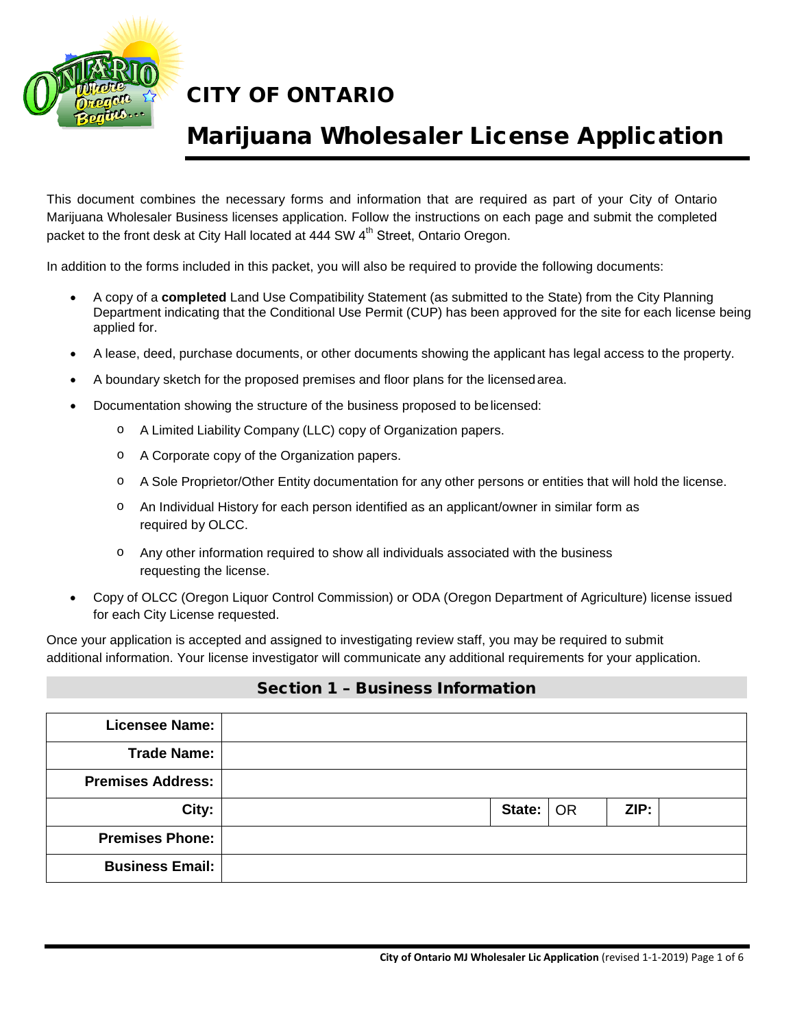# CITY OF ONTARIO

# Marijuana Wholesaler License Application

This document combines the necessary forms and information that are required as part of your City of Ontario Marijuana Wholesaler Business licenses application. Follow the instructions on each page and submit the completed packet to the front desk at City Hall located at 444 SW 4th Street, Ontario Oregon.

In addition to the forms included in this packet, you will also be required to provide the following documents:

- A copy of a **completed** Land Use Compatibility Statement (as submitted to the State) from the City Planning Department indicating that the Conditional Use Permit (CUP) has been approved for the site for each license being applied for.
- A lease, deed, purchase documents, or other documents showing the applicant has legal access to the property.
- A boundary sketch for the proposed premises and floor plans for the licensed area.
- Documentation showing the structure of the business proposed to be licensed:
  - A Limited Liability Company (LLC) copy of Organization papers.
  - A Corporate copy of the Organization papers.
  - A Sole Proprietor/Other Entity documentation for any other persons or entities that will hold the license.
  - An Individual History for each person identified as an applicant/owner in similar form as required by OLCC.
  - Any other information required to show all individuals associated with the business requesting the license.
- Copy of OLCC (Oregon Liquor Control Commission) or ODA (Oregon Department of Agriculture) license issued for each City License requested.

Once your application is accepted and assigned to investigating review staff, you may be required to submit additional information. Your license investigator will communicate any additional requirements for your application.

## Section 1 – Business Information

| | | | | | |
|---|---|---|---|---|---|
| **Licensee Name:** | | | | | |
| **Trade Name:** | | | | | |
| **Premises Address:** | | | | | |
| **City:** | | **State:** | OR | **ZIP:** | |
| **Premises Phone:** | | | | | |
| **Business Email:** | | | | | |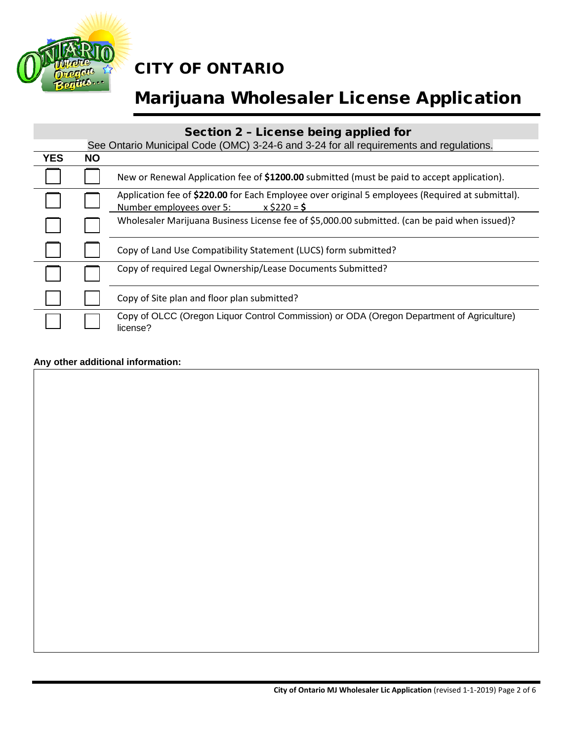# CITY OF ONTARIO

# Marijuana Wholesaler License Application

## Section 2 – License being applied for

See Ontario Municipal Code (OMC) 3-24-6 and 3-24 for all requirements and regulations.

| YES | NO | |
|---|---|---|
| ☐ | ☐ | New or Renewal Application fee of **$1200.00** submitted (must be paid to accept application). |
| ☐ | ☐ | Application fee of **$220.00** for Each Employee over original 5 employees (Required at submittal). Number employees over 5: x $220 = **$** |
| ☐ | ☐ | Wholesaler Marijuana Business License fee of $5,000.00 submitted. (can be paid when issued)? |
| ☐ | ☐ | Copy of Land Use Compatibility Statement (LUCS) form submitted? |
| ☐ | ☐ | Copy of required Legal Ownership/Lease Documents Submitted? |
| ☐ | ☐ | Copy of Site plan and floor plan submitted? |
| ☐ | ☐ | Copy of OLCC (Oregon Liquor Control Commission) or ODA (Oregon Department of Agriculture) license? |

**Any other additional information:**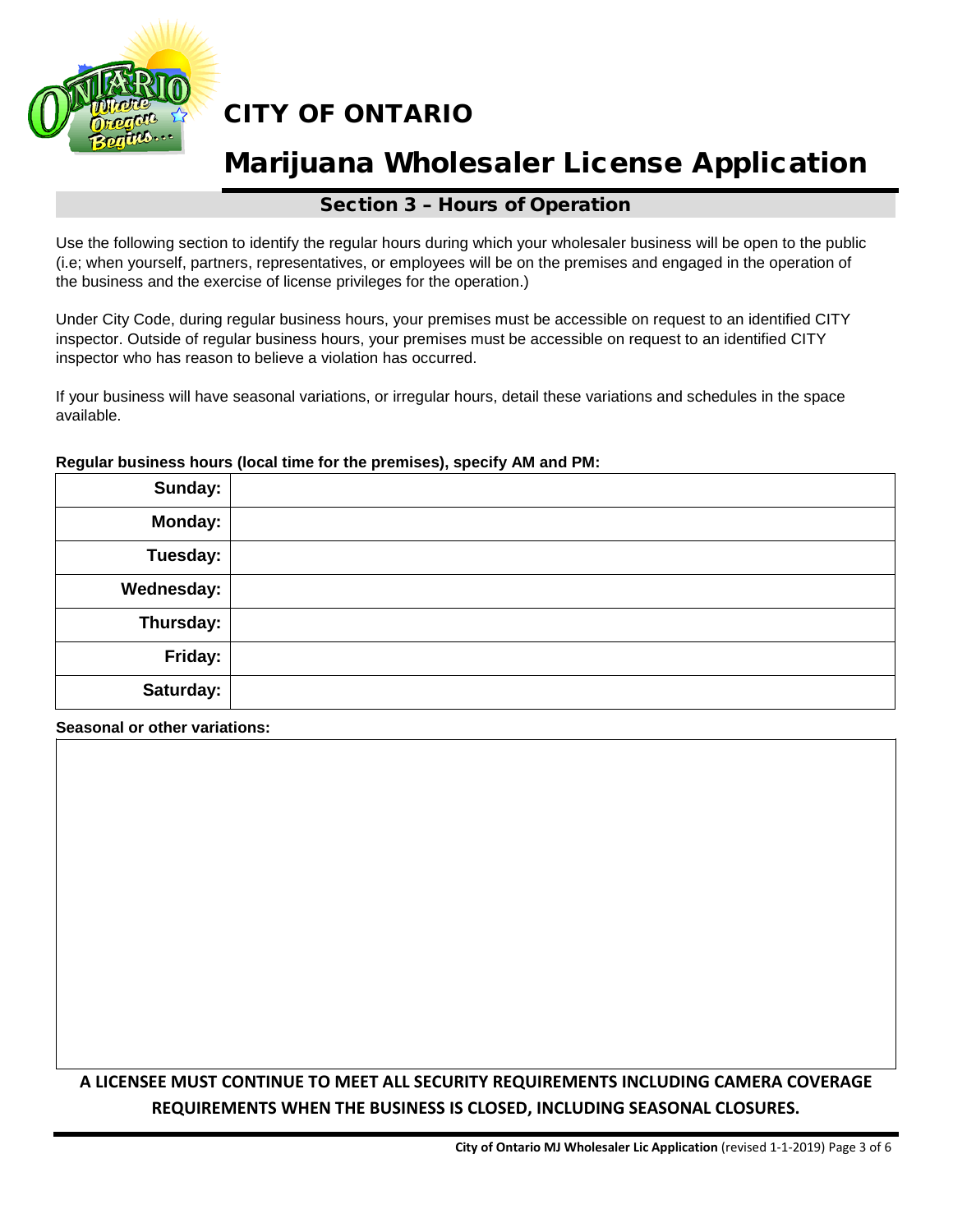# CITY OF ONTARIO

# Marijuana Wholesaler License Application

## Section 3 – Hours of Operation

Use the following section to identify the regular hours during which your wholesaler business will be open to the public (i.e; when yourself, partners, representatives, or employees will be on the premises and engaged in the operation of the business and the exercise of license privileges for the operation.)

Under City Code, during regular business hours, your premises must be accessible on request to an identified CITY inspector. Outside of regular business hours, your premises must be accessible on request to an identified CITY inspector who has reason to believe a violation has occurred.

If your business will have seasonal variations, or irregular hours, detail these variations and schedules in the space available.

**Regular business hours (local time for the premises), specify AM and PM:**

| | |
|---|---|
| **Sunday:** | |
| **Monday:** | |
| **Tuesday:** | |
| **Wednesday:** | |
| **Thursday:** | |
| **Friday:** | |
| **Saturday:** | |

**Seasonal or other variations:**

| |
|---|
| |

**A LICENSEE MUST CONTINUE TO MEET ALL SECURITY REQUIREMENTS INCLUDING CAMERA COVERAGE REQUIREMENTS WHEN THE BUSINESS IS CLOSED, INCLUDING SEASONAL CLOSURES.**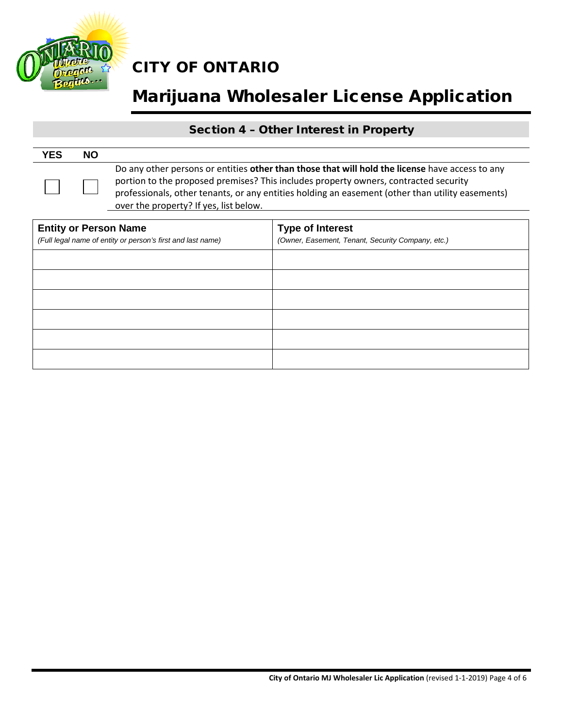# CITY OF ONTARIO

# Marijuana Wholesaler License Application

## Section 4 – Other Interest in Property

| YES | NO | |
|---|---|---|
| ☐ | ☐ | Do any other persons or entities **other than those that will hold the license** have access to any portion to the proposed premises? This includes property owners, contracted security professionals, other tenants, or any entities holding an easement (other than utility easements) over the property? If yes, list below. |

| **Entity or Person Name** *(Full legal name of entity or person's first and last name)* | **Type of Interest** *(Owner, Easement, Tenant, Security Company, etc.)* |
|---|---|
| | |
| | |
| | |
| | |
| | |
| | |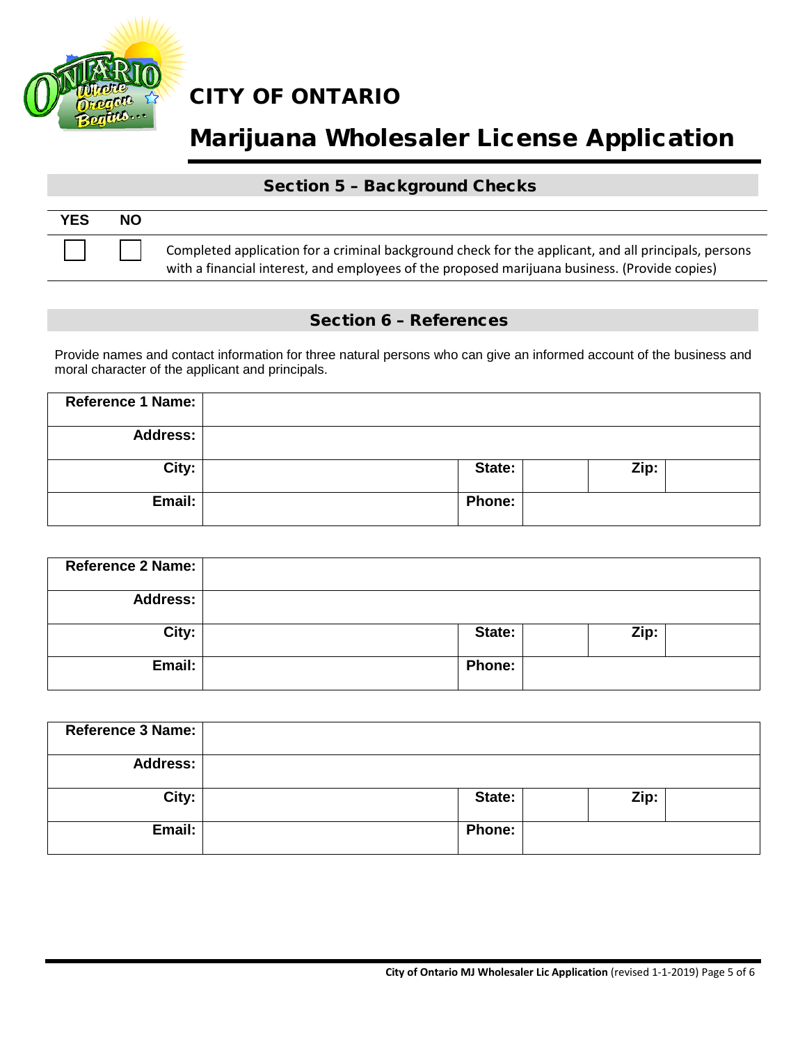# CITY OF ONTARIO

# Marijuana Wholesaler License Application

## Section 5 – Background Checks

| YES | NO | |
|---|---|---|
| ☐ | ☐ | Completed application for a criminal background check for the applicant, and all principals, persons with a financial interest, and employees of the proposed marijuana business. (Provide copies) |

## Section 6 – References

Provide names and contact information for three natural persons who can give an informed account of the business and moral character of the applicant and principals.

| Reference 1 Name: | | | | | |
|---|---|---|---|---|---|
| Address: | | | | | |
| City: | | State: | | Zip: | |
| Email: | | Phone: | | | |

| Reference 2 Name: | | | | | |
|---|---|---|---|---|---|
| Address: | | | | | |
| City: | | State: | | Zip: | |
| Email: | | Phone: | | | |

| Reference 3 Name: | | | | | |
|---|---|---|---|---|---|
| Address: | | | | | |
| City: | | State: | | Zip: | |
| Email: | | Phone: | | | |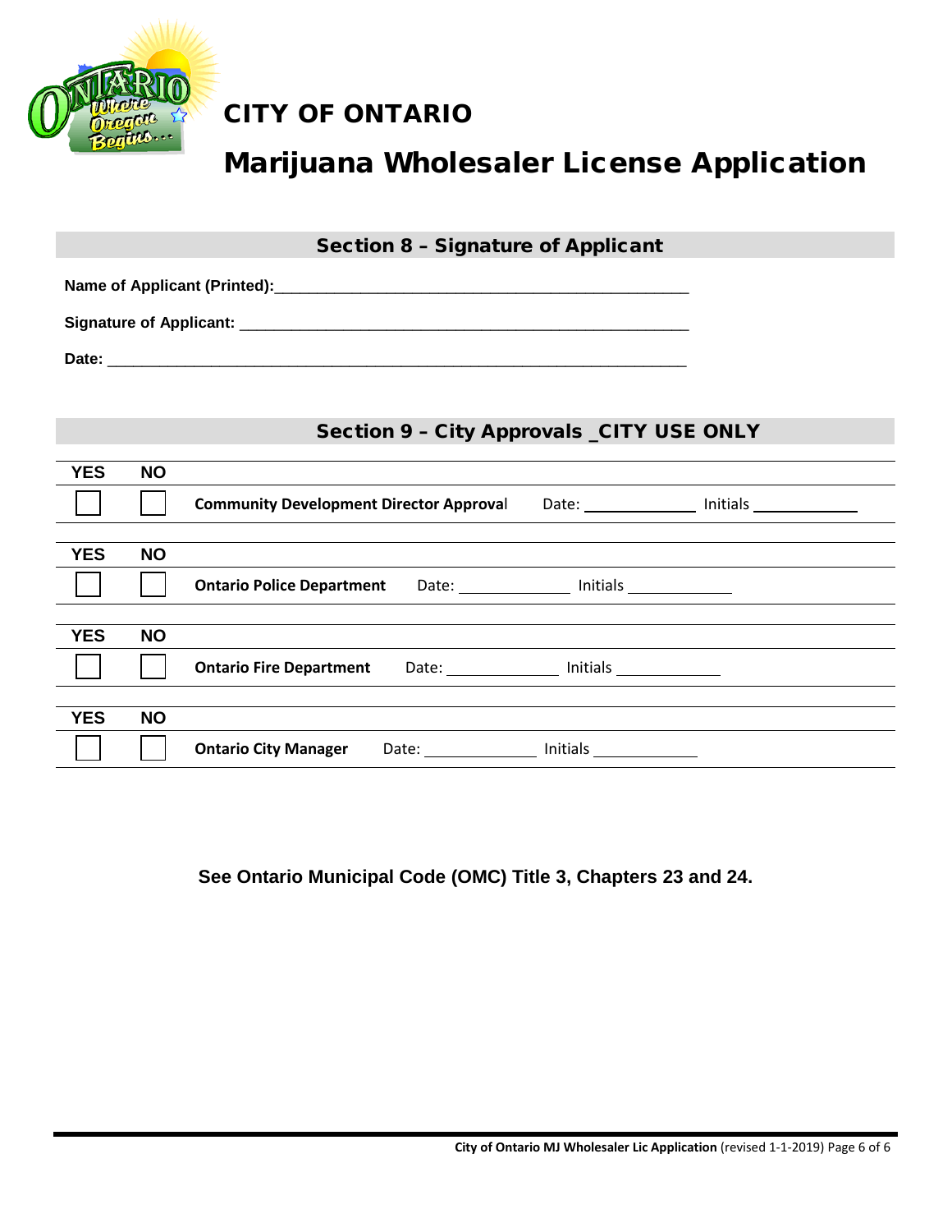# CITY OF ONTARIO

# Marijuana Wholesaler License Application

## Section 8 – Signature of Applicant

**Name of Applicant (Printed):**_______________________________________________

**Signature of Applicant:** ___________________________________________________

**Date:** ________________________________________________________________

## Section 9 – City Approvals _CITY USE ONLY

| YES | NO | |
|---|---|---|
| ☐ | ☐ | **Community Development Director Approval** Date: ____________ Initials ____________ |

| YES | NO | |
|---|---|---|
| ☐ | ☐ | **Ontario Police Department** Date: ____________ Initials ____________ |

| YES | NO | |
|---|---|---|
| ☐ | ☐ | **Ontario Fire Department** Date: ____________ Initials ____________ |

| YES | NO | |
|---|---|---|
| ☐ | ☐ | **Ontario City Manager** Date: ____________ Initials ____________ |

**See Ontario Municipal Code (OMC) Title 3, Chapters 23 and 24.**